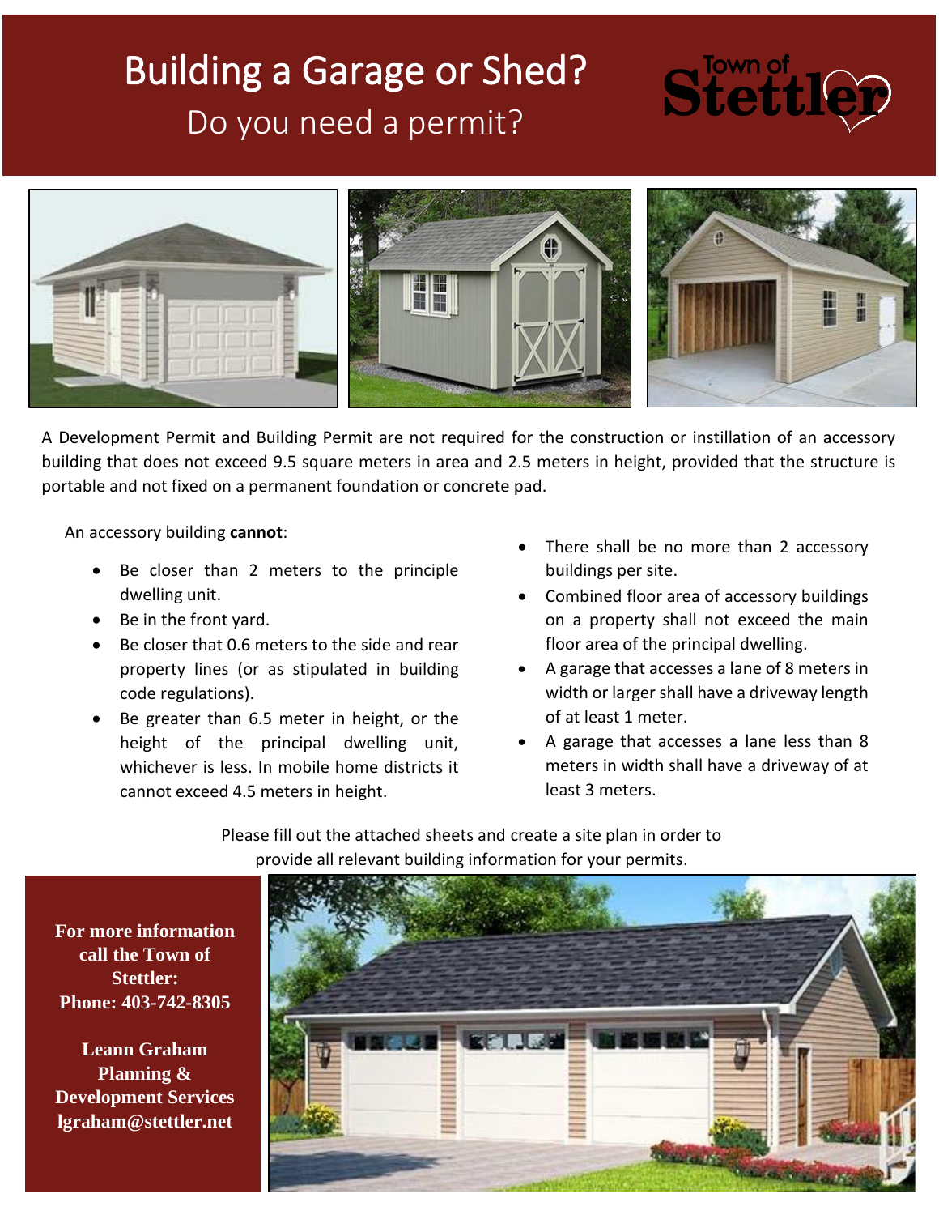# Building a Garage or Shed?

## Do you need a permit?

Town of Stettler

A Development Permit and Building Permit are not required for the construction or instillation of an accessory building that does not exceed 9.5 square meters in area and 2.5 meters in height, provided that the structure is portable and not fixed on a permanent foundation or concrete pad.

An accessory building **cannot**:

- Be closer than 2 meters to the principle dwelling unit.
- Be in the front yard.
- Be closer that 0.6 meters to the side and rear property lines (or as stipulated in building code regulations).
- Be greater than 6.5 meter in height, or the height of the principal dwelling unit, whichever is less. In mobile home districts it cannot exceed 4.5 meters in height.

- There shall be no more than 2 accessory buildings per site.
- Combined floor area of accessory buildings on a property shall not exceed the main floor area of the principal dwelling.
- A garage that accesses a lane of 8 meters in width or larger shall have a driveway length of at least 1 meter.
- A garage that accesses a lane less than 8 meters in width shall have a driveway of at least 3 meters.

Please fill out the attached sheets and create a site plan in order to provide all relevant building information for your permits.

**For more information call the Town of Stettler:**
**Phone: 403-742-8305**

**Leann Graham**
**Planning & Development Services**
**lgraham@stettler.net**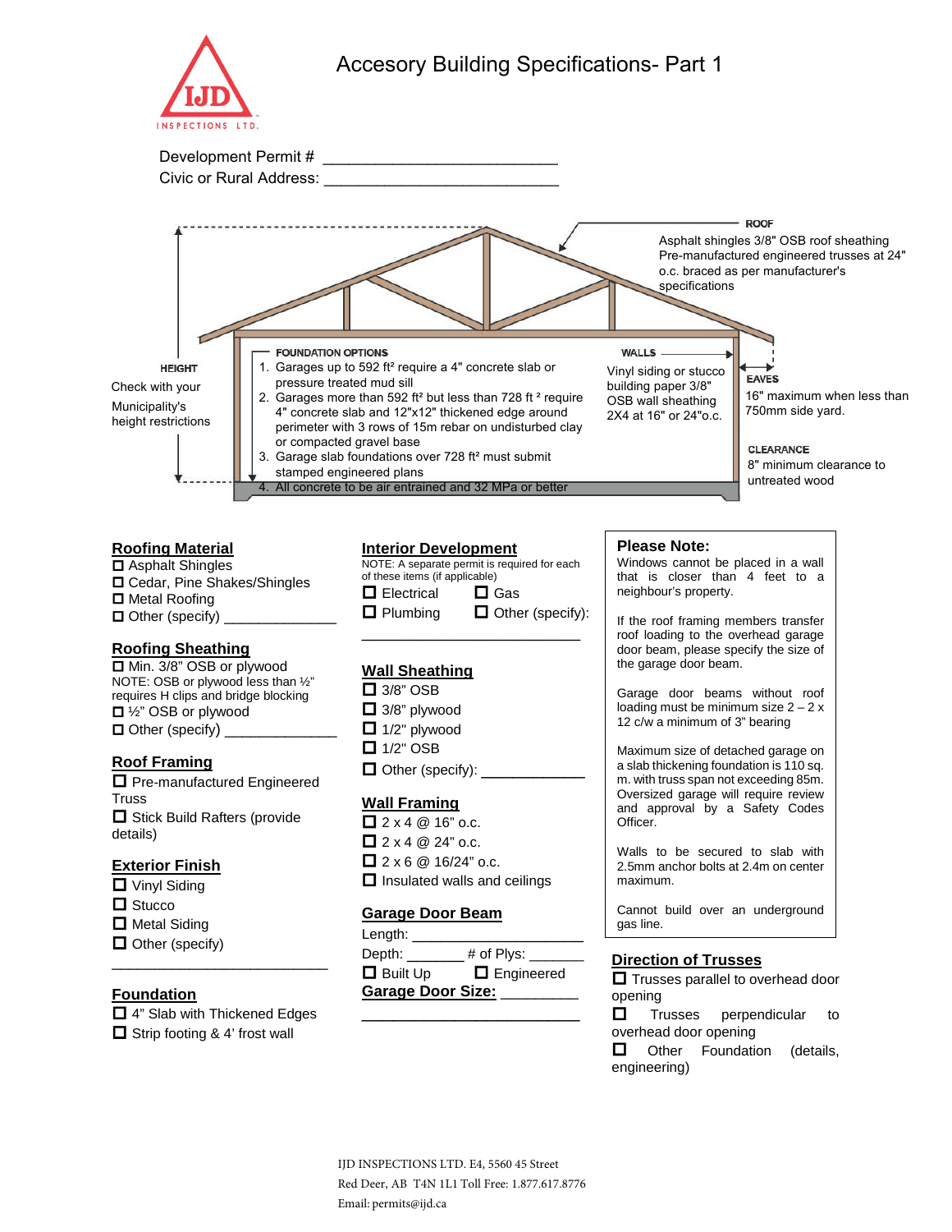# Accesory Building Specifications- Part 1

IJD INSPECTIONS LTD.

Development Permit # ___________________________

Civic or Rural Address: ___________________________

**ROOF**
Asphalt shingles 3/8" OSB roof sheathing Pre-manufactured engineered trusses at 24" o.c. braced as per manufacturer's specifications

**HEIGHT**
Check with your Municipality's height restrictions

**FOUNDATION OPTIONS**

1. Garages up to 592 ft² require a 4" concrete slab or pressure treated mud sill
2. Garages more than 592 ft² but less than 728 ft² require 4" concrete slab and 12"x12" thickened edge around perimeter with 3 rows of 15m rebar on undisturbed clay or compacted gravel base
3. Garage slab foundations over 728 ft² must submit stamped engineered plans
4. All concrete to be air entrained and 32 MPa or better

**WALLS**
Vinyl siding or stucco building paper 3/8" OSB wall sheathing 2X4 at 16" or 24"o.c.

**EAVES**
16" maximum when less than 750mm side yard.

**CLEARANCE**
8" minimum clearance to untreated wood

## Roofing Material

- ☐ Asphalt Shingles
- ☐ Cedar, Pine Shakes/Shingles
- ☐ Metal Roofing
- ☐ Other (specify) _____________

## Roofing Sheathing

- ☐ Min. 3/8" OSB or plywood

NOTE: OSB or plywood less than ½" requires H clips and bridge blocking

- ☐ ½" OSB or plywood
- ☐ Other (specify) _____________

## Roof Framing

- ☐ Pre-manufactured Engineered Truss
- ☐ Stick Build Rafters (provide details)

## Exterior Finish

- ☐ Vinyl Siding
- ☐ Stucco
- ☐ Metal Siding
- ☐ Other (specify)

_________________________

## Foundation

- ☐ 4" Slab with Thickened Edges
- ☐ Strip footing & 4' frost wall

## Interior Development

NOTE: A separate permit is required for each of these items (if applicable)

- ☐ Electrical
- ☐ Gas
- ☐ Plumbing
- ☐ Other (specify):

_________________________

## Wall Sheathing

- ☐ 3/8" OSB
- ☐ 3/8" plywood
- ☐ 1/2" plywood
- ☐ 1/2" OSB
- ☐ Other (specify): ___________

## Wall Framing

- ☐ 2 x 4 @ 16" o.c.
- ☐ 2 x 4 @ 24" o.c.
- ☐ 2 x 6 @ 16/24" o.c.
- ☐ Insulated walls and ceilings

## Garage Door Beam

Length: _________________

Depth: _______ # of Plys: _______

- ☐ Built Up
- ☐ Engineered

## Garage Door Size: _________

_________________________

**Please Note:**

Windows cannot be placed in a wall that is closer than 4 feet to a neighbour's property.

If the roof framing members transfer roof loading to the overhead garage door beam, please specify the size of the garage door beam.

Garage door beams without roof loading must be minimum size 2 – 2 x 12 c/w a minimum of 3" bearing

Maximum size of detached garage on a slab thickening foundation is 110 sq. m. with truss span not exceeding 85m. Oversized garage will require review and approval by a Safety Codes Officer.

Walls to be secured to slab with 2.5mm anchor bolts at 2.4m on center maximum.

Cannot build over an underground gas line.

## Direction of Trusses

- ☐ Trusses parallel to overhead door opening
- ☐ Trusses perpendicular to overhead door opening
- ☐ Other Foundation (details, engineering)

IJD INSPECTIONS LTD. E4, 5560 45 Street
Red Deer, AB T4N 1L1 Toll Free: 1.877.617.8776
Email: permits@ijd.ca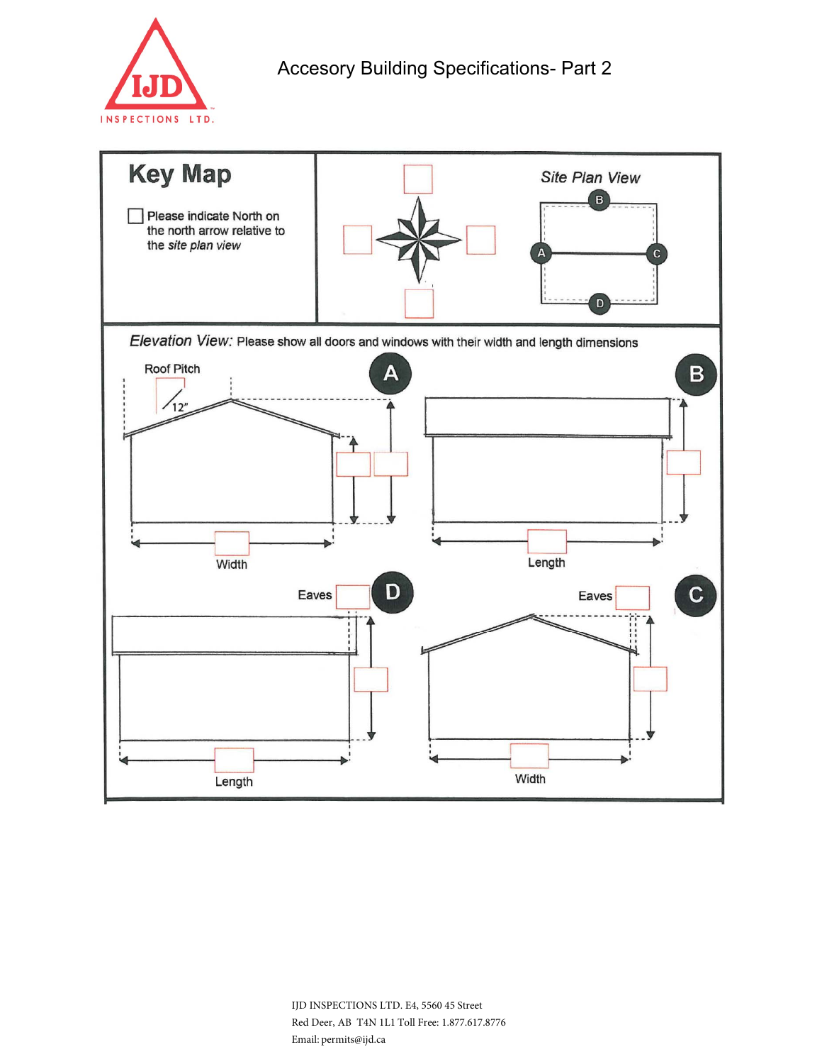# Accesory Building Specifications- Part 2

## Key Map

☐ Please indicate North on the north arrow relative to the *site plan view*

*Site Plan View*

B

A

C

D

*Elevation View:* Please show all doors and windows with their width and length dimensions

A

Roof Pitch

12"

Width

B

Length

D

Eaves

Length

C

Eaves

Width

IJD INSPECTIONS LTD. E4, 5560 45 Street
Red Deer, AB T4N 1L1 Toll Free: 1.877.617.8776
Email: permits@ijd.ca